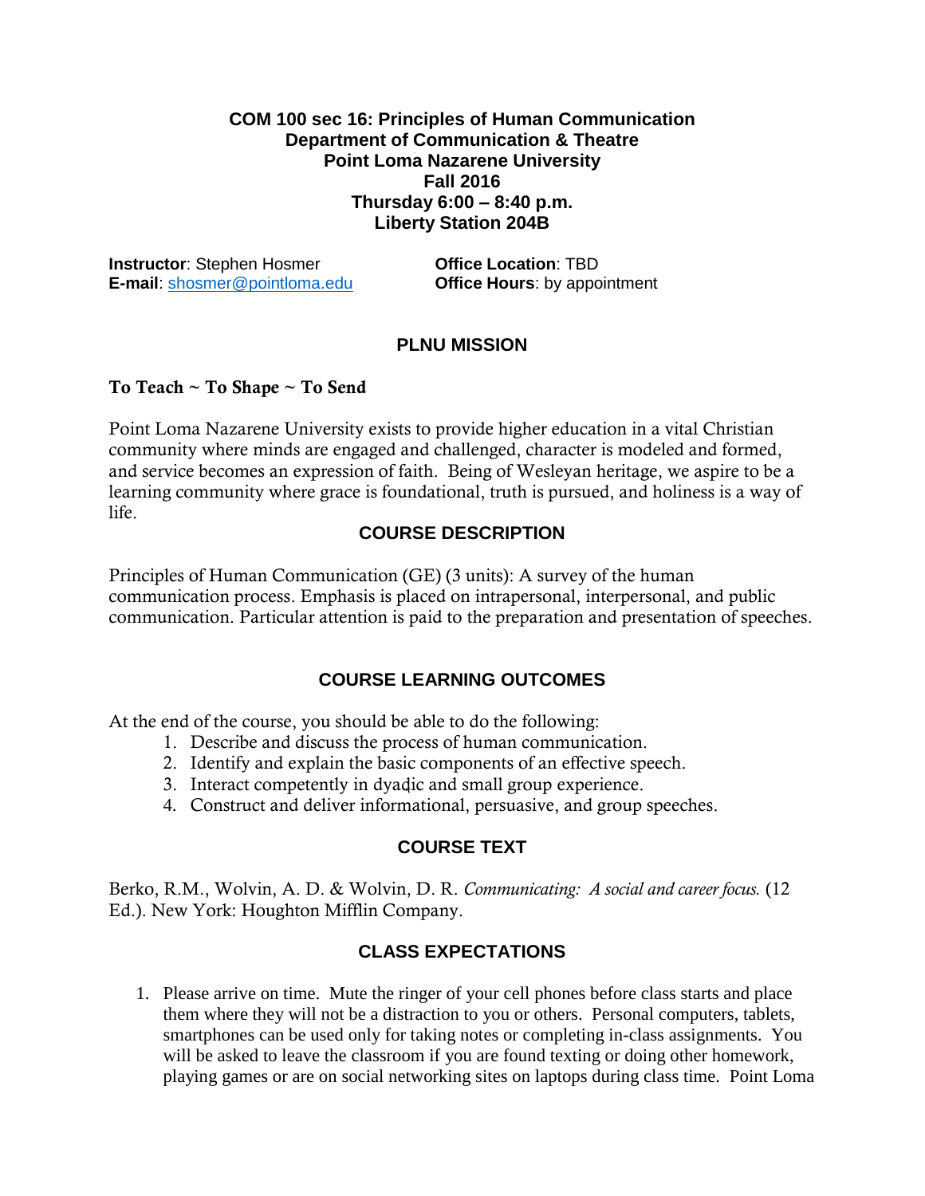**COM 100 sec 16: Principles of Human Communication**
**Department of Communication & Theatre**
**Point Loma Nazarene University**
**Fall 2016**
**Thursday 6:00 – 8:40 p.m.**
**Liberty Station 204B**

**Instructor**: Stephen Hosmer
**E-mail**: shosmer@pointloma.edu

**Office Location**: TBD
**Office Hours**: by appointment

## PLNU MISSION

**To Teach ~ To Shape ~ To Send**

Point Loma Nazarene University exists to provide higher education in a vital Christian community where minds are engaged and challenged, character is modeled and formed, and service becomes an expression of faith. Being of Wesleyan heritage, we aspire to be a learning community where grace is foundational, truth is pursued, and holiness is a way of life.

## COURSE DESCRIPTION

Principles of Human Communication (GE) (3 units): A survey of the human communication process. Emphasis is placed on intrapersonal, interpersonal, and public communication. Particular attention is paid to the preparation and presentation of speeches.

## COURSE LEARNING OUTCOMES

At the end of the course, you should be able to do the following:

1. Describe and discuss the process of human communication.
2. Identify and explain the basic components of an effective speech.
3. Interact competently in dyadic and small group experience.
4. Construct and deliver informational, persuasive, and group speeches.

## COURSE TEXT

Berko, R.M., Wolvin, A. D. & Wolvin, D. R. *Communicating: A social and career focus.* (12 Ed.). New York: Houghton Mifflin Company.

## CLASS EXPECTATIONS

1. Please arrive on time. Mute the ringer of your cell phones before class starts and place them where they will not be a distraction to you or others. Personal computers, tablets, smartphones can be used only for taking notes or completing in-class assignments. You will be asked to leave the classroom if you are found texting or doing other homework, playing games or are on social networking sites on laptops during class time. Point Loma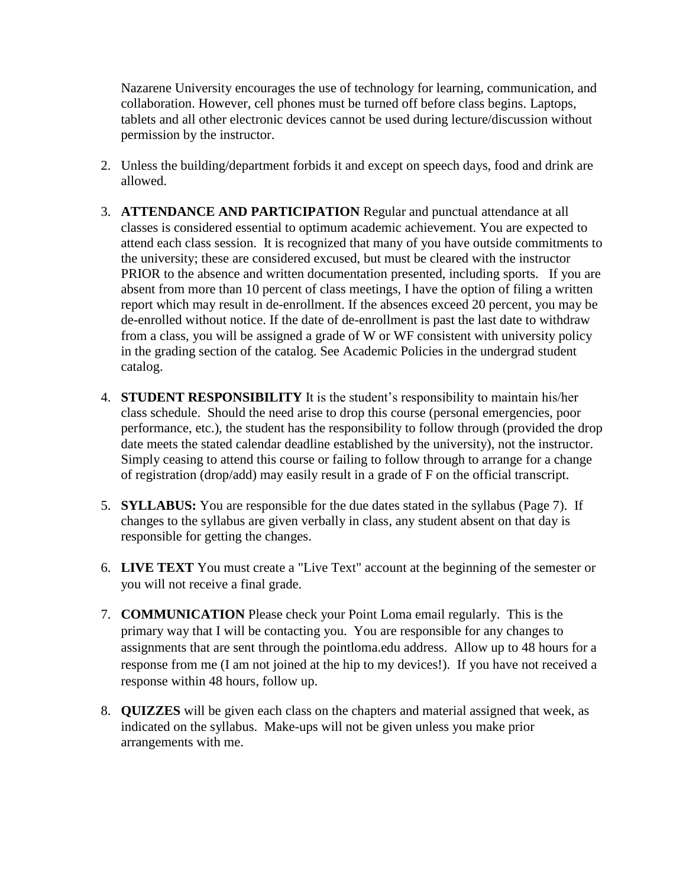Nazarene University encourages the use of technology for learning, communication, and collaboration. However, cell phones must be turned off before class begins. Laptops, tablets and all other electronic devices cannot be used during lecture/discussion without permission by the instructor.

2. Unless the building/department forbids it and except on speech days, food and drink are allowed.

3. **ATTENDANCE AND PARTICIPATION** Regular and punctual attendance at all classes is considered essential to optimum academic achievement. You are expected to attend each class session. It is recognized that many of you have outside commitments to the university; these are considered excused, but must be cleared with the instructor PRIOR to the absence and written documentation presented, including sports. If you are absent from more than 10 percent of class meetings, I have the option of filing a written report which may result in de-enrollment. If the absences exceed 20 percent, you may be de-enrolled without notice. If the date of de-enrollment is past the last date to withdraw from a class, you will be assigned a grade of W or WF consistent with university policy in the grading section of the catalog. See Academic Policies in the undergrad student catalog.

4. **STUDENT RESPONSIBILITY** It is the student's responsibility to maintain his/her class schedule. Should the need arise to drop this course (personal emergencies, poor performance, etc.), the student has the responsibility to follow through (provided the drop date meets the stated calendar deadline established by the university), not the instructor. Simply ceasing to attend this course or failing to follow through to arrange for a change of registration (drop/add) may easily result in a grade of F on the official transcript.

5. **SYLLABUS:** You are responsible for the due dates stated in the syllabus (Page 7). If changes to the syllabus are given verbally in class, any student absent on that day is responsible for getting the changes.

6. **LIVE TEXT** You must create a "Live Text" account at the beginning of the semester or you will not receive a final grade.

7. **COMMUNICATION** Please check your Point Loma email regularly. This is the primary way that I will be contacting you. You are responsible for any changes to assignments that are sent through the pointloma.edu address. Allow up to 48 hours for a response from me (I am not joined at the hip to my devices!). If you have not received a response within 48 hours, follow up.

8. **QUIZZES** will be given each class on the chapters and material assigned that week, as indicated on the syllabus. Make-ups will not be given unless you make prior arrangements with me.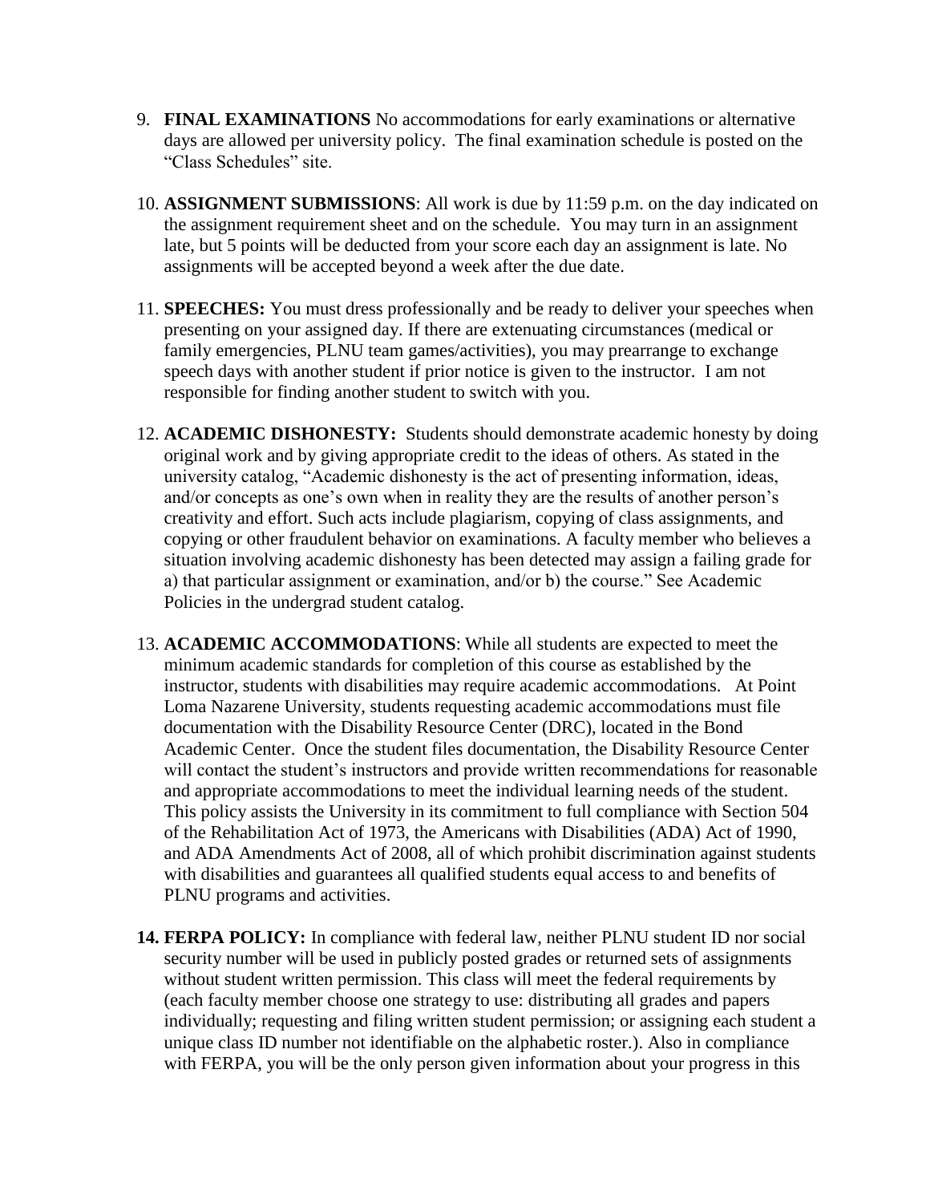9. **FINAL EXAMINATIONS** No accommodations for early examinations or alternative days are allowed per university policy. The final examination schedule is posted on the "Class Schedules" site.

10. **ASSIGNMENT SUBMISSIONS**: All work is due by 11:59 p.m. on the day indicated on the assignment requirement sheet and on the schedule. You may turn in an assignment late, but 5 points will be deducted from your score each day an assignment is late. No assignments will be accepted beyond a week after the due date.

11. **SPEECHES:** You must dress professionally and be ready to deliver your speeches when presenting on your assigned day. If there are extenuating circumstances (medical or family emergencies, PLNU team games/activities), you may prearrange to exchange speech days with another student if prior notice is given to the instructor. I am not responsible for finding another student to switch with you.

12. **ACADEMIC DISHONESTY:** Students should demonstrate academic honesty by doing original work and by giving appropriate credit to the ideas of others. As stated in the university catalog, "Academic dishonesty is the act of presenting information, ideas, and/or concepts as one's own when in reality they are the results of another person's creativity and effort. Such acts include plagiarism, copying of class assignments, and copying or other fraudulent behavior on examinations. A faculty member who believes a situation involving academic dishonesty has been detected may assign a failing grade for a) that particular assignment or examination, and/or b) the course." See Academic Policies in the undergrad student catalog.

13. **ACADEMIC ACCOMMODATIONS**: While all students are expected to meet the minimum academic standards for completion of this course as established by the instructor, students with disabilities may require academic accommodations. At Point Loma Nazarene University, students requesting academic accommodations must file documentation with the Disability Resource Center (DRC), located in the Bond Academic Center. Once the student files documentation, the Disability Resource Center will contact the student's instructors and provide written recommendations for reasonable and appropriate accommodations to meet the individual learning needs of the student. This policy assists the University in its commitment to full compliance with Section 504 of the Rehabilitation Act of 1973, the Americans with Disabilities (ADA) Act of 1990, and ADA Amendments Act of 2008, all of which prohibit discrimination against students with disabilities and guarantees all qualified students equal access to and benefits of PLNU programs and activities.

14. **FERPA POLICY:** In compliance with federal law, neither PLNU student ID nor social security number will be used in publicly posted grades or returned sets of assignments without student written permission. This class will meet the federal requirements by (each faculty member choose one strategy to use: distributing all grades and papers individually; requesting and filing written student permission; or assigning each student a unique class ID number not identifiable on the alphabetic roster.). Also in compliance with FERPA, you will be the only person given information about your progress in this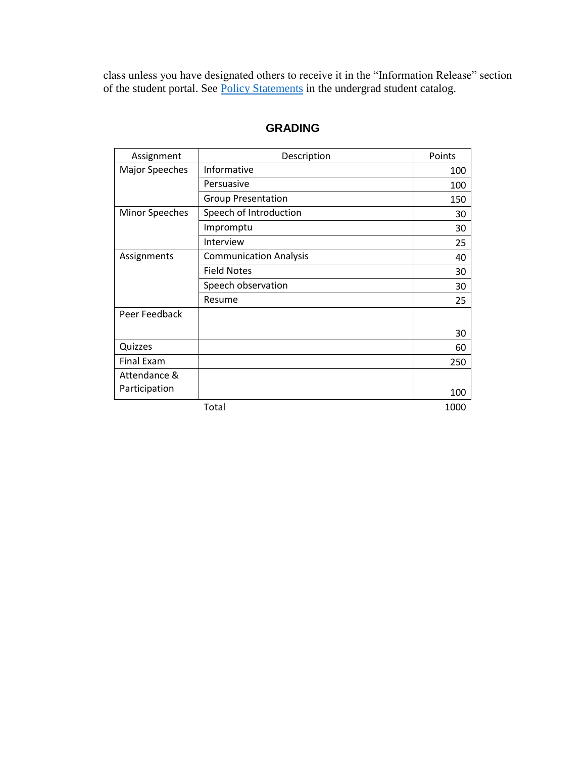class unless you have designated others to receive it in the "Information Release" section of the student portal. See [Policy Statements] in the undergrad student catalog.

## GRADING

| Assignment | Description | Points |
|---|---|---|
| Major Speeches | Informative | 100 |
| | Persuasive | 100 |
| | Group Presentation | 150 |
| Minor Speeches | Speech of Introduction | 30 |
| | Impromptu | 30 |
| | Interview | 25 |
| Assignments | Communication Analysis | 40 |
| | Field Notes | 30 |
| | Speech observation | 30 |
| | Resume | 25 |
| Peer Feedback | | 30 |
| Quizzes | | 60 |
| Final Exam | | 250 |
| Attendance & Participation | | 100 |
| | Total | 1000 |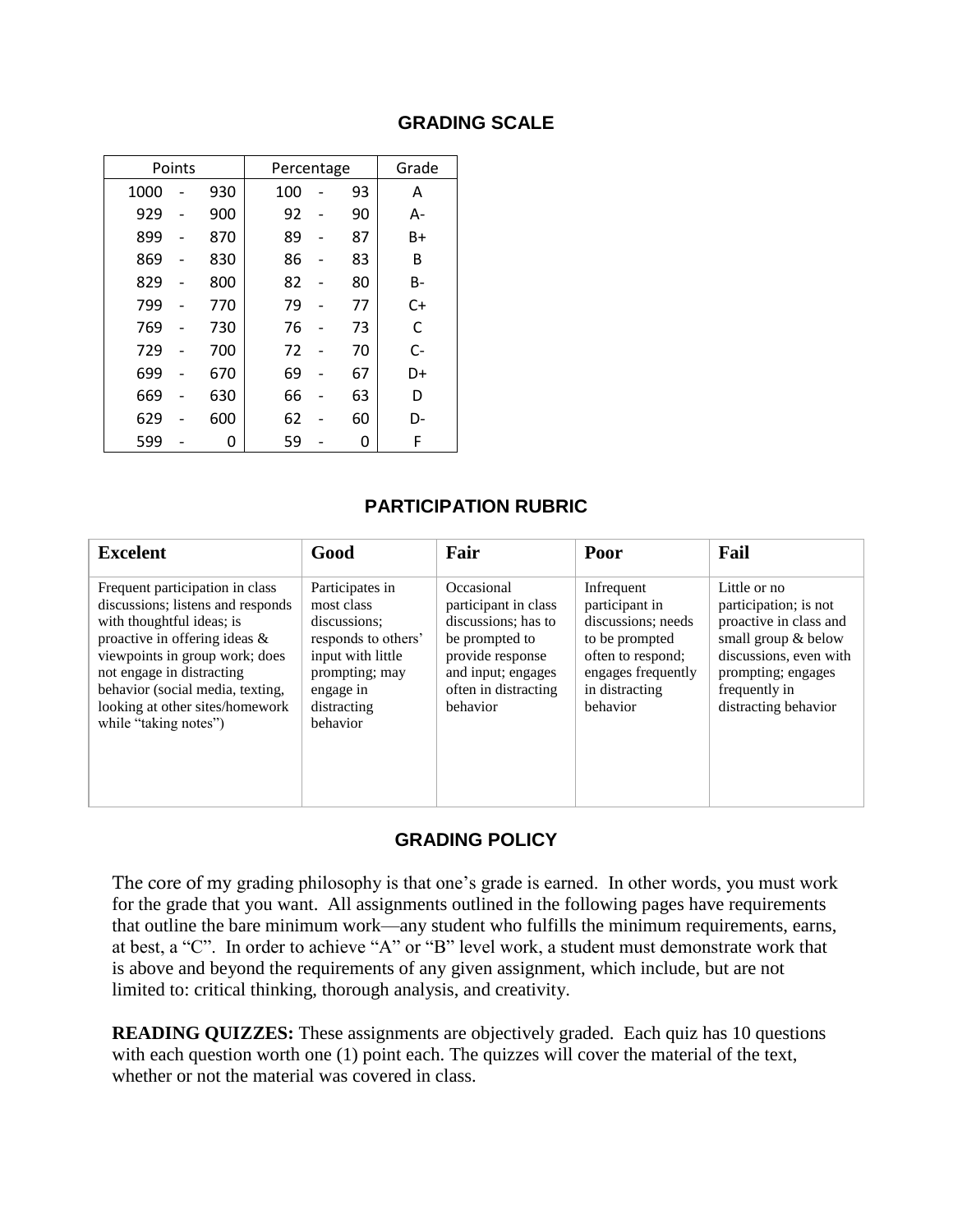## GRADING SCALE

| Points | Percentage | Grade |
|---|---|---|
| 1000 - 930 | 100 - 93 | A |
| 929 - 900 | 92 - 90 | A- |
| 899 - 870 | 89 - 87 | B+ |
| 869 - 830 | 86 - 83 | B |
| 829 - 800 | 82 - 80 | B- |
| 799 - 770 | 79 - 77 | C+ |
| 769 - 730 | 76 - 73 | C |
| 729 - 700 | 72 - 70 | C- |
| 699 - 670 | 69 - 67 | D+ |
| 669 - 630 | 66 - 63 | D |
| 629 - 600 | 62 - 60 | D- |
| 599 - 0 | 59 - 0 | F |

## PARTICIPATION RUBRIC

| Excelent | Good | Fair | Poor | Fail |
|---|---|---|---|---|
| Frequent participation in class discussions; listens and responds with thoughtful ideas; is proactive in offering ideas & viewpoints in group work; does not engage in distracting behavior (social media, texting, looking at other sites/homework while "taking notes") | Participates in most class discussions; responds to others' input with little prompting; may engage in distracting behavior | Occasional participant in class discussions; has to be prompted to provide response and input; engages often in distracting behavior | Infrequent participant in discussions; needs to be prompted often to respond; engages frequently in distracting behavior | Little or no participation; is not proactive in class and small group & below discussions, even with prompting; engages frequently in distracting behavior |

## GRADING POLICY

The core of my grading philosophy is that one's grade is earned. In other words, you must work for the grade that you want. All assignments outlined in the following pages have requirements that outline the bare minimum work—any student who fulfills the minimum requirements, earns, at best, a "C". In order to achieve "A" or "B" level work, a student must demonstrate work that is above and beyond the requirements of any given assignment, which include, but are not limited to: critical thinking, thorough analysis, and creativity.

**READING QUIZZES:** These assignments are objectively graded. Each quiz has 10 questions with each question worth one (1) point each. The quizzes will cover the material of the text, whether or not the material was covered in class.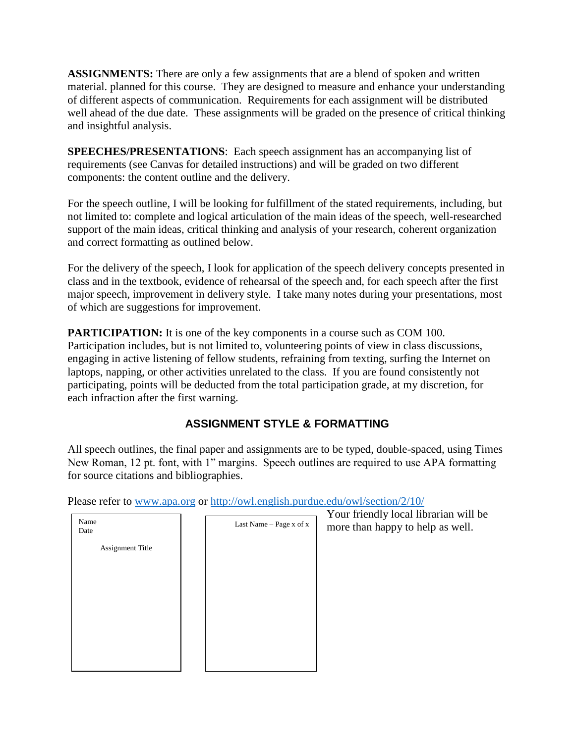**ASSIGNMENTS:** There are only a few assignments that are a blend of spoken and written material. planned for this course. They are designed to measure and enhance your understanding of different aspects of communication. Requirements for each assignment will be distributed well ahead of the due date. These assignments will be graded on the presence of critical thinking and insightful analysis.

**SPEECHES/PRESENTATIONS**: Each speech assignment has an accompanying list of requirements (see Canvas for detailed instructions) and will be graded on two different components: the content outline and the delivery.

For the speech outline, I will be looking for fulfillment of the stated requirements, including, but not limited to: complete and logical articulation of the main ideas of the speech, well-researched support of the main ideas, critical thinking and analysis of your research, coherent organization and correct formatting as outlined below.

For the delivery of the speech, I look for application of the speech delivery concepts presented in class and in the textbook, evidence of rehearsal of the speech and, for each speech after the first major speech, improvement in delivery style. I take many notes during your presentations, most of which are suggestions for improvement.

**PARTICIPATION:** It is one of the key components in a course such as COM 100. Participation includes, but is not limited to, volunteering points of view in class discussions, engaging in active listening of fellow students, refraining from texting, surfing the Internet on laptops, napping, or other activities unrelated to the class. If you are found consistently not participating, points will be deducted from the total participation grade, at my discretion, for each infraction after the first warning.

## ASSIGNMENT STYLE & FORMATTING

All speech outlines, the final paper and assignments are to be typed, double-spaced, using Times New Roman, 12 pt. font, with 1" margins. Speech outlines are required to use APA formatting for source citations and bibliographies.

Please refer to www.apa.org or http://owl.english.purdue.edu/owl/section/2/10/

Name
Date

Assignment Title

Last Name – Page x of x

Your friendly local librarian will be more than happy to help as well.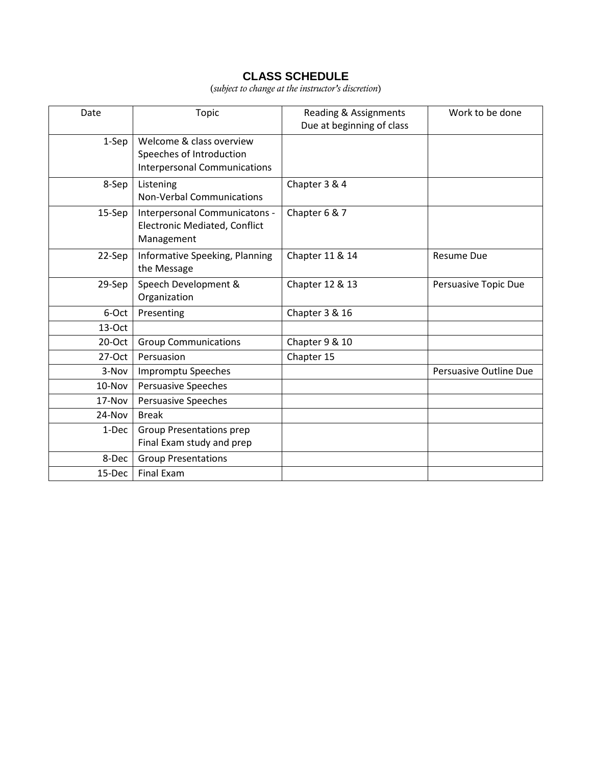## CLASS SCHEDULE

(*subject to change at the instructor's discretion*)

| Date | Topic | Reading & Assignments Due at beginning of class | Work to be done |
|---|---|---|---|
| 1-Sep | Welcome & class overview<br>Speeches of Introduction<br>Interpersonal Communications | | |
| 8-Sep | Listening<br>Non-Verbal Communications | Chapter 3 & 4 | |
| 15-Sep | Interpersonal Communicatons - Electronic Mediated, Conflict Management | Chapter 6 & 7 | |
| 22-Sep | Informative Speeking, Planning the Message | Chapter 11 & 14 | Resume Due |
| 29-Sep | Speech Development & Organization | Chapter 12 & 13 | Persuasive Topic Due |
| 6-Oct | Presenting | Chapter 3 & 16 | |
| 13-Oct | | | |
| 20-Oct | Group Communications | Chapter 9 & 10 | |
| 27-Oct | Persuasion | Chapter 15 | |
| 3-Nov | Impromptu Speeches | | Persuasive Outline Due |
| 10-Nov | Persuasive Speeches | | |
| 17-Nov | Persuasive Speeches | | |
| 24-Nov | Break | | |
| 1-Dec | Group Presentations prep<br>Final Exam study and prep | | |
| 8-Dec | Group Presentations | | |
| 15-Dec | Final Exam | | |